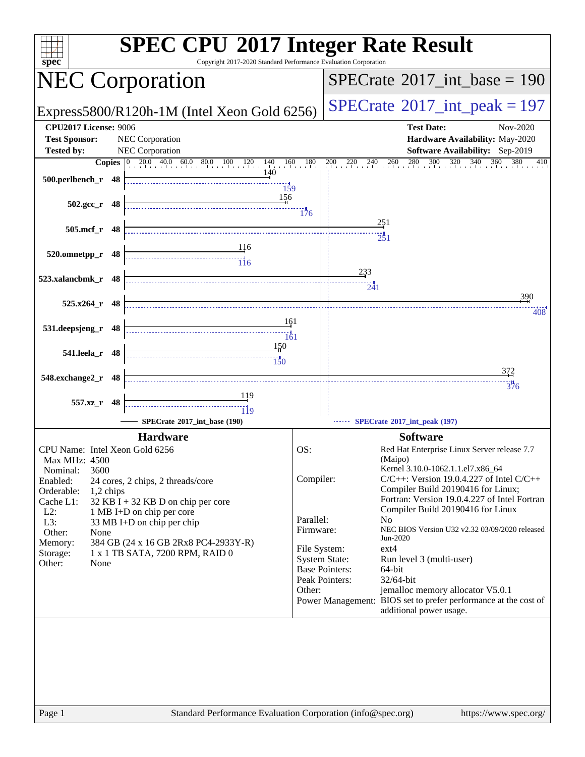# SPEC CPU 2017 Integer Rate Result

Copyright 2017-2020 Standard Performance Evaluation Corporation

## NEC Corporation

Express5800/R120h-1M (Intel Xeon Gold 6256)

SPECrate 2017_int_base = 190

SPECrate 2017_int_peak = 197

| | | | |
|---|---|---|---|
| **CPU2017 License:** 9006 | | **Test Date:** | Nov-2020 |
| **Test Sponsor:** | NEC Corporation | **Hardware Availability:** | May-2020 |
| **Tested by:** | NEC Corporation | **Software Availability:** | Sep-2019 |

| Benchmark | Copies | SPECrate 2017_int_base (190) | SPECrate 2017_int_peak (197) |
|---|---|---|---|
| 500.perlbench_r | 48 | 140 | 159 |
| 502.gcc_r | 48 | 156 | 176 |
| 505.mcf_r | 48 | 251 | 251 |
| 520.omnetpp_r | 48 | 116 | 116 |
| 523.xalancbmk_r | 48 | 233 | 241 |
| 525.x264_r | 48 | 390 | 408 |
| 531.deepsjeng_r | 48 | 161 | 161 |
| 541.leela_r | 48 | 150 | 150 |
| 548.exchange2_r | 48 | 372 | 376 |
| 557.xz_r | 48 | 119 | 119 |

### Hardware

| | |
|---|---|
| CPU Name: | Intel Xeon Gold 6256 |
| Max MHz: | 4500 |
| Nominal: | 3600 |
| Enabled: | 24 cores, 2 chips, 2 threads/core |
| Orderable: | 1,2 chips |
| Cache L1: | 32 KB I + 32 KB D on chip per core |
| L2: | 1 MB I+D on chip per core |
| L3: | 33 MB I+D on chip per chip |
| Other: | None |
| Memory: | 384 GB (24 x 16 GB 2Rx8 PC4-2933Y-R) |
| Storage: | 1 x 1 TB SATA, 7200 RPM, RAID 0 |
| Other: | None |

### Software

| | |
|---|---|
| OS: | Red Hat Enterprise Linux Server release 7.7 (Maipo) Kernel 3.10.0-1062.1.1.el7.x86_64 |
| Compiler: | C/C++: Version 19.0.4.227 of Intel C/C++ Compiler Build 20190416 for Linux; Fortran: Version 19.0.4.227 of Intel Fortran Compiler Build 20190416 for Linux |
| Parallel: | No |
| Firmware: | NEC BIOS Version U32 v2.32 03/09/2020 released Jun-2020 |
| File System: | ext4 |
| System State: | Run level 3 (multi-user) |
| Base Pointers: | 64-bit |
| Peak Pointers: | 32/64-bit |
| Other: | jemalloc memory allocator V5.0.1 |
| Power Management: | BIOS set to prefer performance at the cost of additional power usage. |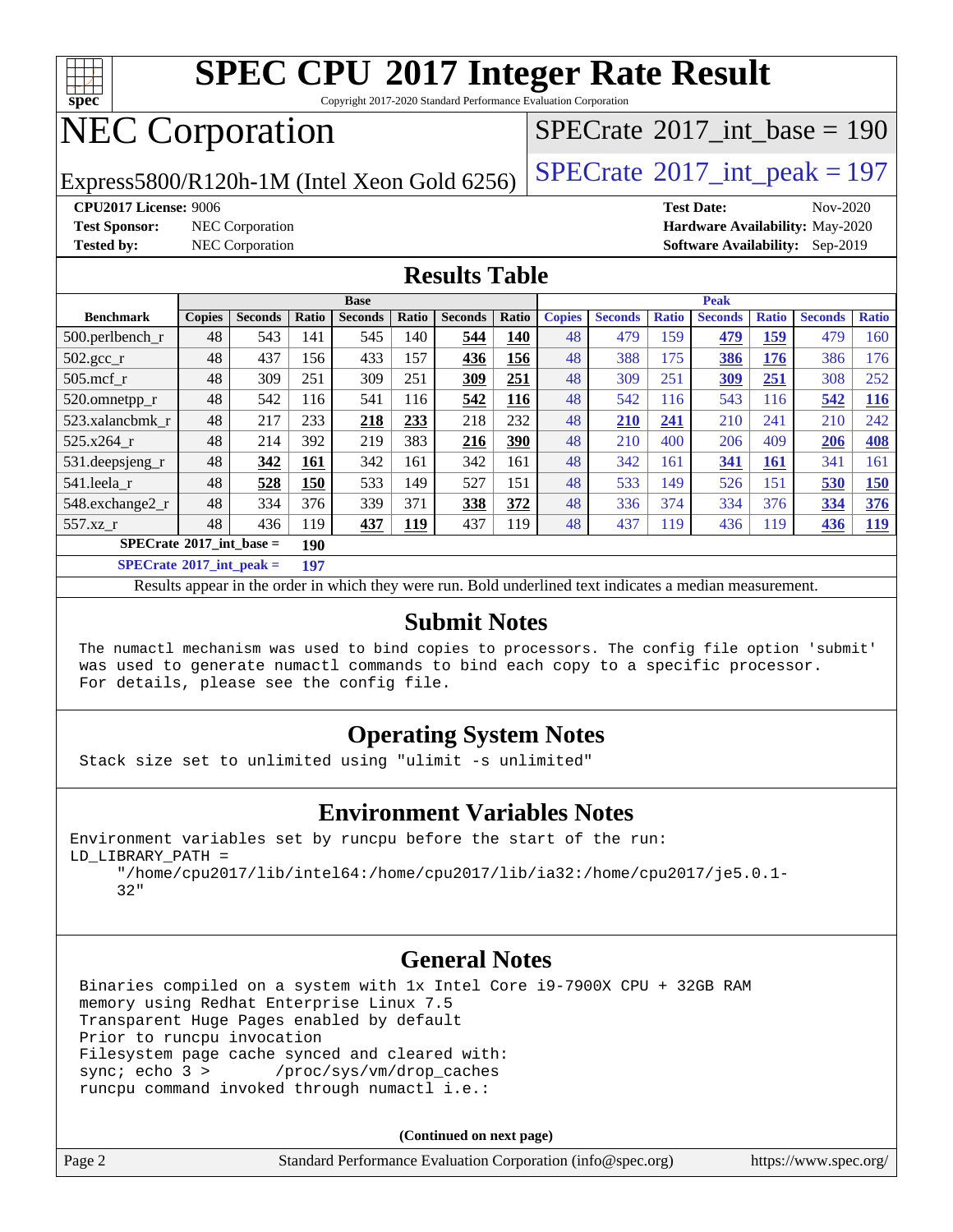# SPEC CPU 2017 Integer Rate Result

Copyright 2017-2020 Standard Performance Evaluation Corporation

# NEC Corporation

Express5800/R120h-1M (Intel Xeon Gold 6256)

SPECrate 2017_int_base = 190

SPECrate 2017_int_peak = 197

**CPU2017 License:** 9006
**Test Sponsor:** NEC Corporation
**Tested by:** NEC Corporation

**Test Date:** Nov-2020
**Hardware Availability:** May-2020
**Software Availability:** Sep-2019

## Results Table

| Benchmark | Base | | | | | | | Peak | | | | | | |
|---|---|---|---|---|---|---|---|---|---|---|---|---|---|---|
| | Copies | Seconds | Ratio | Seconds | Ratio | Seconds | Ratio | Copies | Seconds | Ratio | Seconds | Ratio | Seconds | Ratio |
| 500.perlbench_r | 48 | 543 | 141 | 545 | 140 | **544** | **140** | 48 | 479 | 159 | **479** | **159** | 479 | 160 |
| 502.gcc_r | 48 | 437 | 156 | 433 | 157 | **436** | **156** | 48 | 388 | 175 | **386** | **176** | 386 | 176 |
| 505.mcf_r | 48 | 309 | 251 | 309 | 251 | **309** | **251** | 48 | 309 | 251 | **309** | **251** | 308 | 252 |
| 520.omnetpp_r | 48 | 542 | 116 | 541 | 116 | **542** | **116** | 48 | 542 | 116 | 543 | 116 | **542** | **116** |
| 523.xalancbmk_r | 48 | 217 | 233 | **218** | **233** | 218 | 232 | 48 | **210** | **241** | 210 | 241 | 210 | 242 |
| 525.x264_r | 48 | 214 | 392 | 219 | 383 | **216** | **390** | 48 | 210 | 400 | 206 | 409 | **206** | **408** |
| 531.deepsjeng_r | 48 | **342** | **161** | 342 | 161 | 342 | 161 | 48 | 342 | 161 | **341** | **161** | 341 | 161 |
| 541.leela_r | 48 | **528** | **150** | 533 | 149 | 527 | 151 | 48 | 533 | 149 | 526 | 151 | **530** | **150** |
| 548.exchange2_r | 48 | 334 | 376 | 339 | 371 | **338** | **372** | 48 | 336 | 374 | 334 | 376 | **334** | **376** |
| 557.xz_r | 48 | 436 | 119 | **437** | **119** | 437 | 119 | 48 | 437 | 119 | 436 | 119 | **436** | **119** |

**SPECrate 2017_int_base = 190**

**SPECrate 2017_int_peak = 197**

Results appear in the order in which they were run. Bold underlined text indicates a median measurement.

## Submit Notes

```
The numactl mechanism was used to bind copies to processors. The config file option 'submit'
was used to generate numactl commands to bind each copy to a specific processor.
For details, please see the config file.
```

## Operating System Notes

```
Stack size set to unlimited using "ulimit -s unlimited"
```

## Environment Variables Notes

```
Environment variables set by runcpu before the start of the run:
LD_LIBRARY_PATH =
     "/home/cpu2017/lib/intel64:/home/cpu2017/lib/ia32:/home/cpu2017/je5.0.1-
     32"
```

## General Notes

```
Binaries compiled on a system with 1x Intel Core i9-7900X CPU + 32GB RAM
memory using Redhat Enterprise Linux 7.5
Transparent Huge Pages enabled by default
Prior to runcpu invocation
Filesystem page cache synced and cleared with:
sync; echo 3 >       /proc/sys/vm/drop_caches
runcpu command invoked through numactl i.e.:
```

(Continued on next page)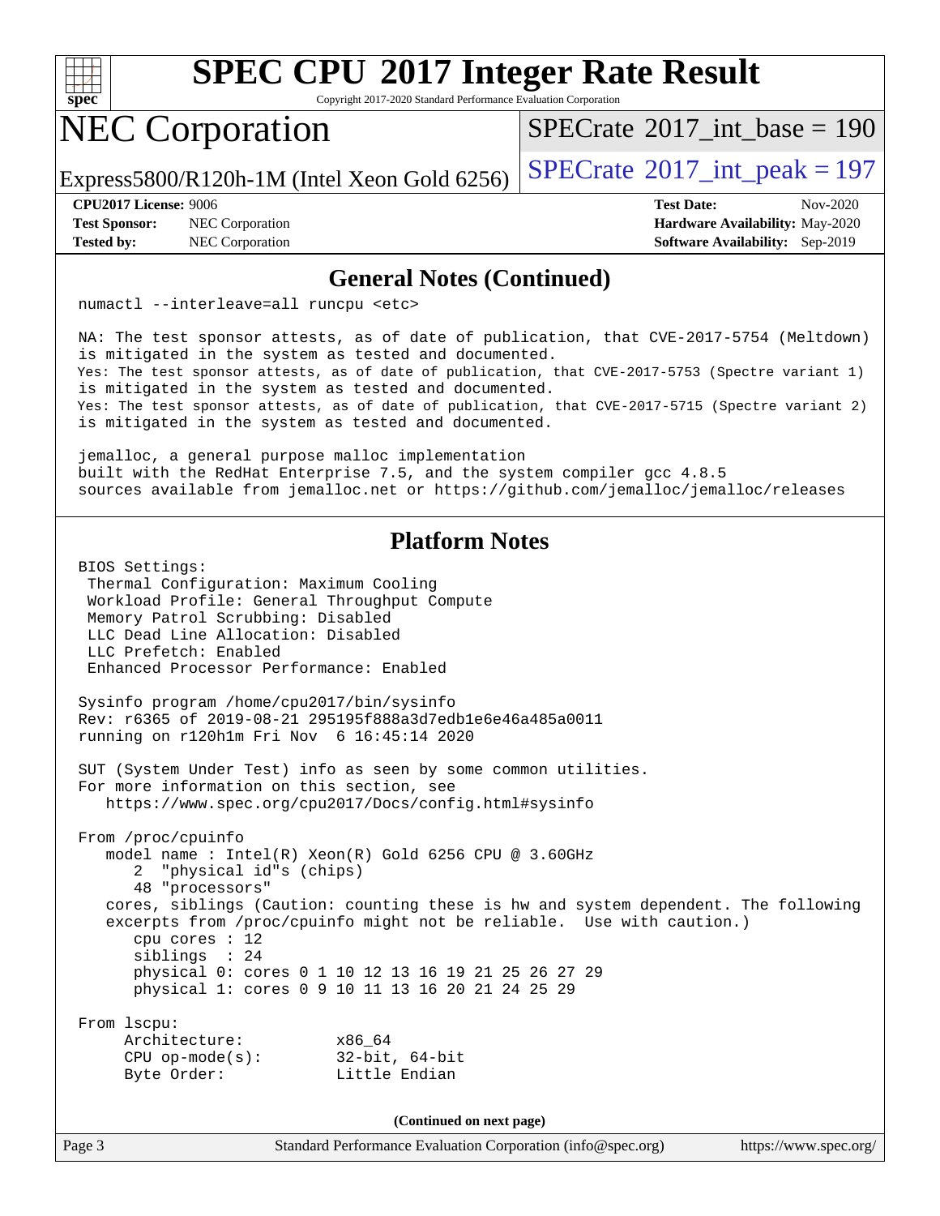# SPEC CPU 2017 Integer Rate Result

Copyright 2017-2020 Standard Performance Evaluation Corporation

## NEC Corporation

Express5800/R120h-1M (Intel Xeon Gold 6256)

SPECrate 2017_int_base = 190

SPECrate 2017_int_peak = 197

**CPU2017 License:** 9006
**Test Sponsor:** NEC Corporation
**Tested by:** NEC Corporation

**Test Date:** Nov-2020
**Hardware Availability:** May-2020
**Software Availability:** Sep-2019

### General Notes (Continued)

```
numactl --interleave=all runcpu <etc>

NA: The test sponsor attests, as of date of publication, that CVE-2017-5754 (Meltdown)
is mitigated in the system as tested and documented.
Yes: The test sponsor attests, as of date of publication, that CVE-2017-5753 (Spectre variant 1)
is mitigated in the system as tested and documented.
Yes: The test sponsor attests, as of date of publication, that CVE-2017-5715 (Spectre variant 2)
is mitigated in the system as tested and documented.

jemalloc, a general purpose malloc implementation
built with the RedHat Enterprise 7.5, and the system compiler gcc 4.8.5
sources available from jemalloc.net or https://github.com/jemalloc/jemalloc/releases
```

### Platform Notes

```
BIOS Settings:
 Thermal Configuration: Maximum Cooling
 Workload Profile: General Throughput Compute
 Memory Patrol Scrubbing: Disabled
 LLC Dead Line Allocation: Disabled
 LLC Prefetch: Enabled
 Enhanced Processor Performance: Enabled

Sysinfo program /home/cpu2017/bin/sysinfo
Rev: r6365 of 2019-08-21 295195f888a3d7edb1e6e46a485a0011
running on r120h1m Fri Nov  6 16:45:14 2020

SUT (System Under Test) info as seen by some common utilities.
For more information on this section, see
   https://www.spec.org/cpu2017/Docs/config.html#sysinfo

From /proc/cpuinfo
   model name : Intel(R) Xeon(R) Gold 6256 CPU @ 3.60GHz
      2  "physical id"s (chips)
      48 "processors"
   cores, siblings (Caution: counting these is hw and system dependent. The following
   excerpts from /proc/cpuinfo might not be reliable.  Use with caution.)
      cpu cores : 12
      siblings  : 24
      physical 0: cores 0 1 10 12 13 16 19 21 25 26 27 29
      physical 1: cores 0 9 10 11 13 16 20 21 24 25 29

From lscpu:
     Architecture:          x86_64
     CPU op-mode(s):        32-bit, 64-bit
     Byte Order:            Little Endian
```

(Continued on next page)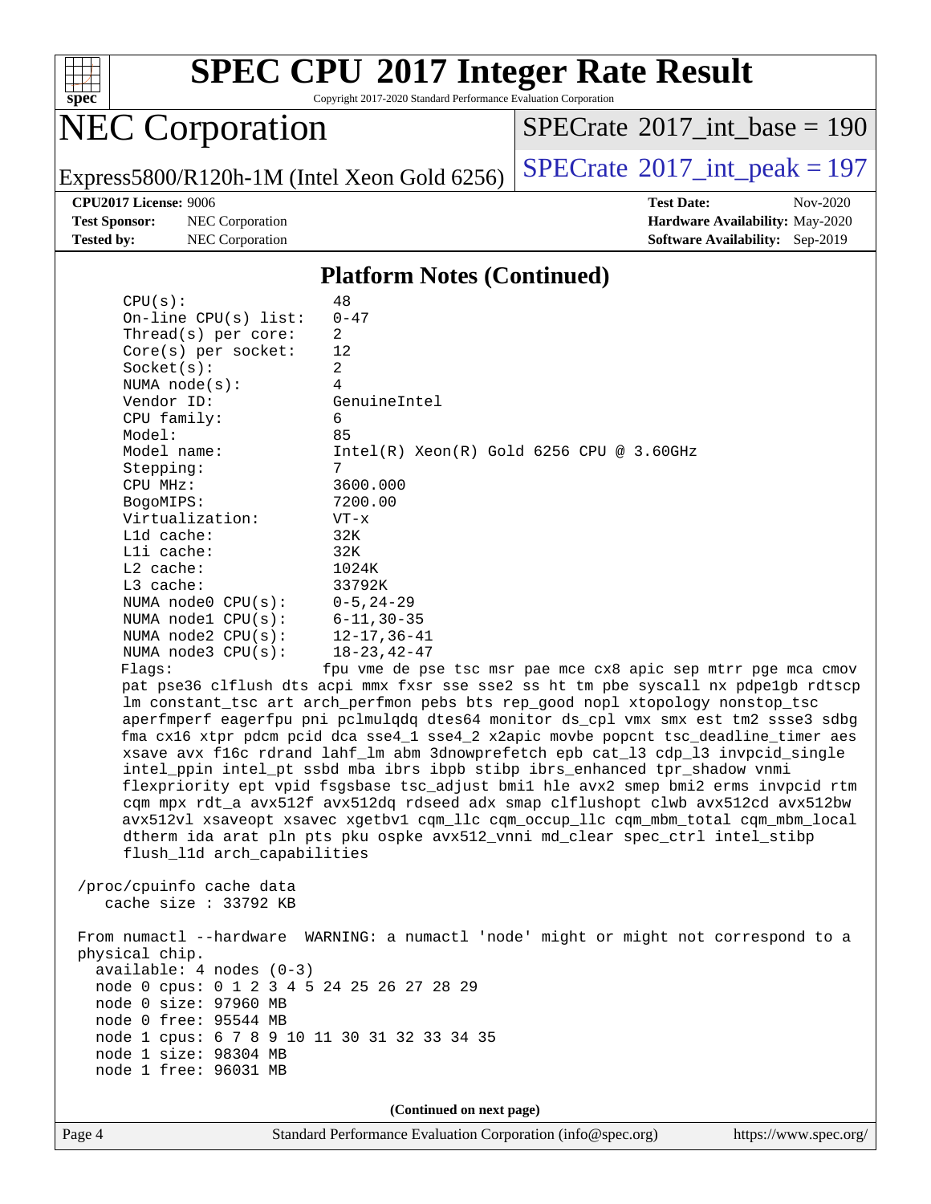## Platform Notes (Continued)

```
    CPU(s):                48
    On-line CPU(s) list:   0-47
    Thread(s) per core:    2
    Core(s) per socket:    12
    Socket(s):             2
    NUMA node(s):          4
    Vendor ID:             GenuineIntel
    CPU family:            6
    Model:                 85
    Model name:            Intel(R) Xeon(R) Gold 6256 CPU @ 3.60GHz
    Stepping:              7
    CPU MHz:               3600.000
    BogoMIPS:              7200.00
    Virtualization:        VT-x
    L1d cache:             32K
    L1i cache:             32K
    L2 cache:              1024K
    L3 cache:              33792K
    NUMA node0 CPU(s):     0-5,24-29
    NUMA node1 CPU(s):     6-11,30-35
    NUMA node2 CPU(s):     12-17,36-41
    NUMA node3 CPU(s):     18-23,42-47
    Flags:                 fpu vme de pse tsc msr pae mce cx8 apic sep mtrr pge mca cmov
    pat pse36 clflush dts acpi mmx fxsr sse sse2 ss ht tm pbe syscall nx pdpe1gb rdtscp
    lm constant_tsc art arch_perfmon pebs bts rep_good nopl xtopology nonstop_tsc
    aperfmperf eagerfpu pni pclmulqdq dtes64 monitor ds_cpl vmx smx est tm2 ssse3 sdbg
    fma cx16 xtpr pdcm pcid dca sse4_1 sse4_2 x2apic movbe popcnt tsc_deadline_timer aes
    xsave avx f16c rdrand lahf_lm abm 3dnowprefetch epb cat_l3 cdp_l3 invpcid_single
    intel_ppin intel_pt ssbd mba ibrs ibpb stibp ibrs_enhanced tpr_shadow vnmi
    flexpriority ept vpid fsgsbase tsc_adjust bmi1 hle avx2 smep bmi2 erms invpcid rtm
    cqm mpx rdt_a avx512f avx512dq rdseed adx smap clflushopt clwb avx512cd avx512bw
    avx512vl xsaveopt xsavec xgetbv1 cqm_llc cqm_occup_llc cqm_mbm_total cqm_mbm_local
    dtherm ida arat pln pts pku ospke avx512_vnni md_clear spec_ctrl intel_stibp
    flush_l1d arch_capabilities

 /proc/cpuinfo cache data
    cache size : 33792 KB

 From numactl --hardware  WARNING: a numactl 'node' might or might not correspond to a
 physical chip.
   available: 4 nodes (0-3)
   node 0 cpus: 0 1 2 3 4 5 24 25 26 27 28 29
   node 0 size: 97960 MB
   node 0 free: 95544 MB
   node 1 cpus: 6 7 8 9 10 11 30 31 32 33 34 35
   node 1 size: 98304 MB
   node 1 free: 96031 MB
```

(Continued on next page)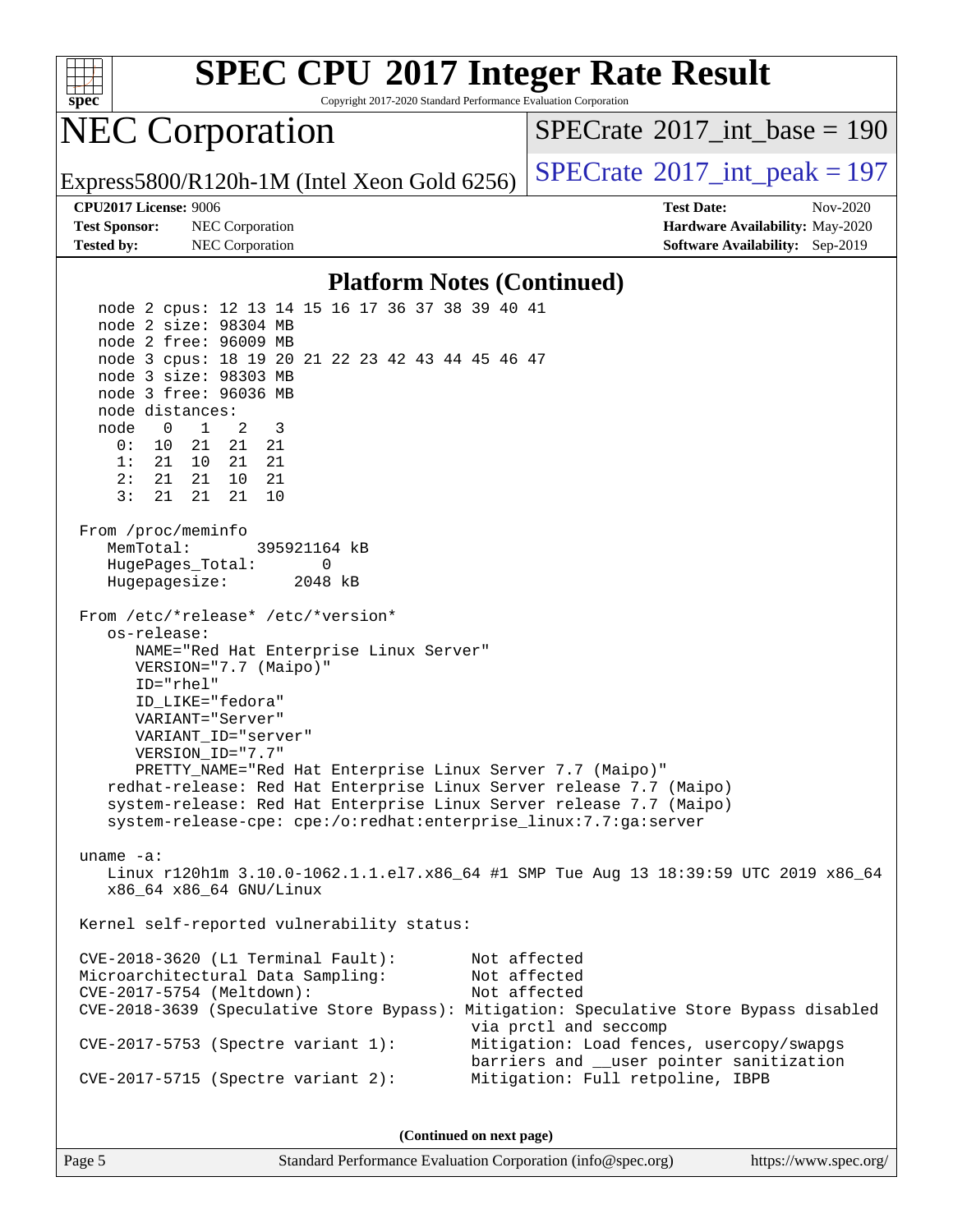## Platform Notes (Continued)

```
   node 2 cpus: 12 13 14 15 16 17 36 37 38 39 40 41
   node 2 size: 98304 MB
   node 2 free: 96009 MB
   node 3 cpus: 18 19 20 21 22 23 42 43 44 45 46 47
   node 3 size: 98303 MB
   node 3 free: 96036 MB
   node distances:
   node   0   1   2   3
     0:  10  21  21  21
     1:  21  10  21  21
     2:  21  21  10  21
     3:  21  21  21  10

 From /proc/meminfo
    MemTotal:       395921164 kB
    HugePages_Total:       0
    Hugepagesize:       2048 kB

 From /etc/*release* /etc/*version*
    os-release:
       NAME="Red Hat Enterprise Linux Server"
       VERSION="7.7 (Maipo)"
       ID="rhel"
       ID_LIKE="fedora"
       VARIANT="Server"
       VARIANT_ID="server"
       VERSION_ID="7.7"
       PRETTY_NAME="Red Hat Enterprise Linux Server 7.7 (Maipo)"
    redhat-release: Red Hat Enterprise Linux Server release 7.7 (Maipo)
    system-release: Red Hat Enterprise Linux Server release 7.7 (Maipo)
    system-release-cpe: cpe:/o:redhat:enterprise_linux:7.7:ga:server

 uname -a:
    Linux r120h1m 3.10.0-1062.1.1.el7.x86_64 #1 SMP Tue Aug 13 18:39:59 UTC 2019 x86_64
    x86_64 x86_64 GNU/Linux

 Kernel self-reported vulnerability status:

 CVE-2018-3620 (L1 Terminal Fault):         Not affected
 Microarchitectural Data Sampling:          Not affected
 CVE-2017-5754 (Meltdown):                  Not affected
 CVE-2018-3639 (Speculative Store Bypass): Mitigation: Speculative Store Bypass disabled
                                            via prctl and seccomp
 CVE-2017-5753 (Spectre variant 1):         Mitigation: Load fences, usercopy/swapgs
                                            barriers and __user pointer sanitization
 CVE-2017-5715 (Spectre variant 2):         Mitigation: Full retpoline, IBPB
```

(Continued on next page)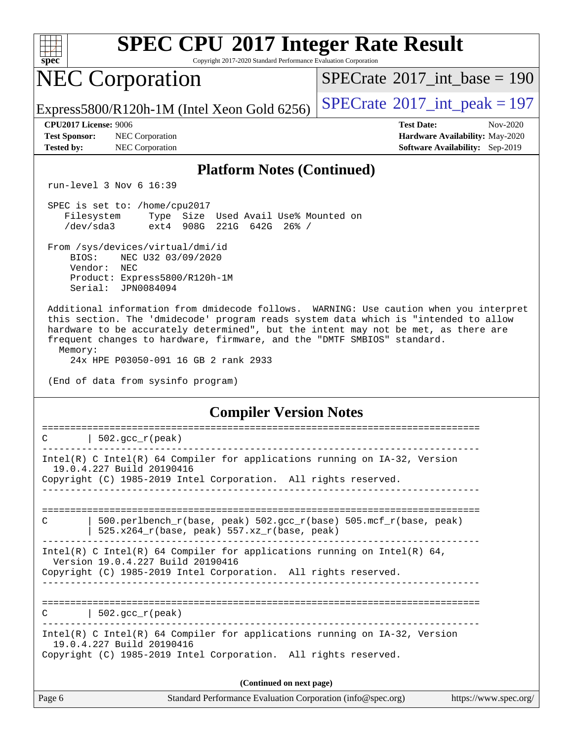## Platform Notes (Continued)

```
 run-level 3 Nov 6 16:39

 SPEC is set to: /home/cpu2017
    Filesystem     Type  Size  Used Avail Use% Mounted on
    /dev/sda3      ext4  908G  221G  642G  26% /

 From /sys/devices/virtual/dmi/id
     BIOS:    NEC U32 03/09/2020
     Vendor:  NEC
     Product: Express5800/R120h-1M
     Serial:  JPN0084094

 Additional information from dmidecode follows.  WARNING: Use caution when you interpret
 this section. The 'dmidecode' program reads system data which is "intended to allow
 hardware to be accurately determined", but the intent may not be met, as there are
 frequent changes to hardware, firmware, and the "DMTF SMBIOS" standard.
   Memory:
     24x HPE P03050-091 16 GB 2 rank 2933

 (End of data from sysinfo program)
```

## Compiler Version Notes

```
==============================================================================
C       | 502.gcc_r(peak)
------------------------------------------------------------------------------
Intel(R) C Intel(R) 64 Compiler for applications running on IA-32, Version
  19.0.4.227 Build 20190416
Copyright (C) 1985-2019 Intel Corporation.  All rights reserved.
------------------------------------------------------------------------------

==============================================================================
C       | 500.perlbench_r(base, peak) 502.gcc_r(base) 505.mcf_r(base, peak)
        | 525.x264_r(base, peak) 557.xz_r(base, peak)
------------------------------------------------------------------------------
Intel(R) C Intel(R) 64 Compiler for applications running on Intel(R) 64,
  Version 19.0.4.227 Build 20190416
Copyright (C) 1985-2019 Intel Corporation.  All rights reserved.
------------------------------------------------------------------------------

==============================================================================
C       | 502.gcc_r(peak)
------------------------------------------------------------------------------
Intel(R) C Intel(R) 64 Compiler for applications running on IA-32, Version
  19.0.4.227 Build 20190416
Copyright (C) 1985-2019 Intel Corporation.  All rights reserved.
```

(Continued on next page)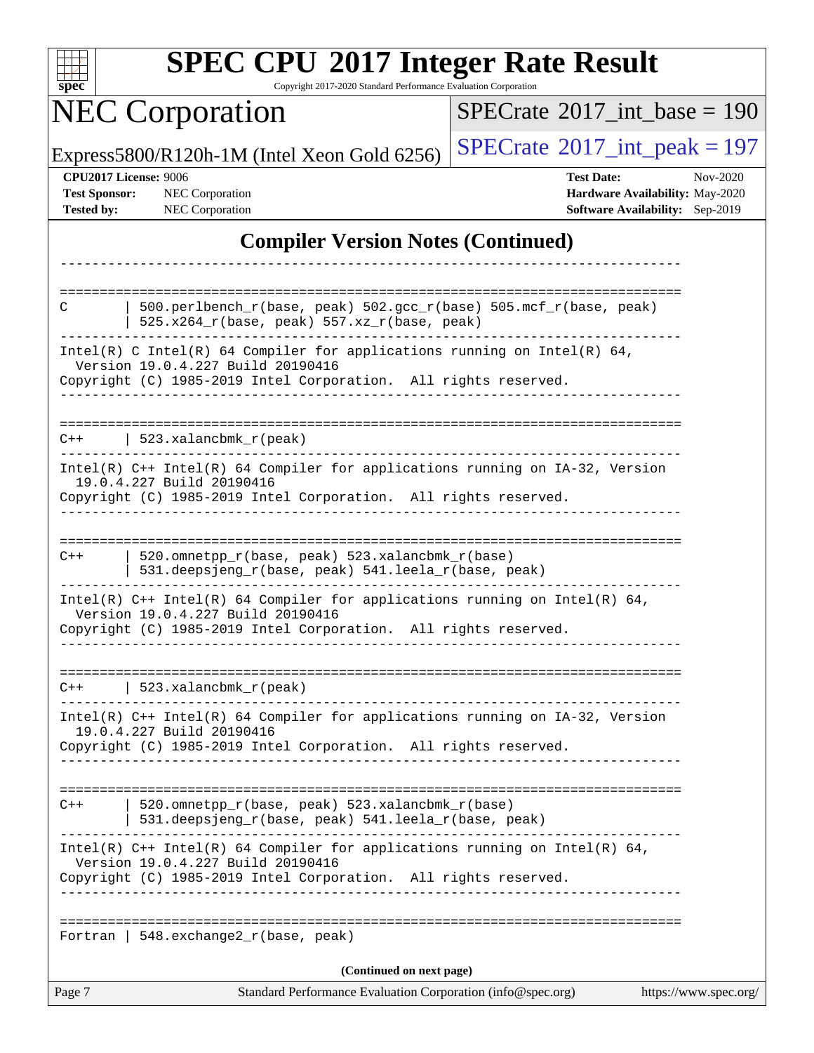## Compiler Version Notes (Continued)

```
------------------------------------------------------------------------------

==============================================================================
C       | 500.perlbench_r(base, peak) 502.gcc_r(base) 505.mcf_r(base, peak)
        | 525.x264_r(base, peak) 557.xz_r(base, peak)
------------------------------------------------------------------------------
Intel(R) C Intel(R) 64 Compiler for applications running on Intel(R) 64,
  Version 19.0.4.227 Build 20190416
Copyright (C) 1985-2019 Intel Corporation.  All rights reserved.
------------------------------------------------------------------------------

==============================================================================
C++     | 523.xalancbmk_r(peak)
------------------------------------------------------------------------------
Intel(R) C++ Intel(R) 64 Compiler for applications running on IA-32, Version
  19.0.4.227 Build 20190416
Copyright (C) 1985-2019 Intel Corporation.  All rights reserved.
------------------------------------------------------------------------------

==============================================================================
C++     | 520.omnetpp_r(base, peak) 523.xalancbmk_r(base)
        | 531.deepsjeng_r(base, peak) 541.leela_r(base, peak)
------------------------------------------------------------------------------
Intel(R) C++ Intel(R) 64 Compiler for applications running on Intel(R) 64,
  Version 19.0.4.227 Build 20190416
Copyright (C) 1985-2019 Intel Corporation.  All rights reserved.
------------------------------------------------------------------------------

==============================================================================
C++     | 523.xalancbmk_r(peak)
------------------------------------------------------------------------------
Intel(R) C++ Intel(R) 64 Compiler for applications running on IA-32, Version
  19.0.4.227 Build 20190416
Copyright (C) 1985-2019 Intel Corporation.  All rights reserved.
------------------------------------------------------------------------------

==============================================================================
C++     | 520.omnetpp_r(base, peak) 523.xalancbmk_r(base)
        | 531.deepsjeng_r(base, peak) 541.leela_r(base, peak)
------------------------------------------------------------------------------
Intel(R) C++ Intel(R) 64 Compiler for applications running on Intel(R) 64,
  Version 19.0.4.227 Build 20190416
Copyright (C) 1985-2019 Intel Corporation.  All rights reserved.
------------------------------------------------------------------------------

==============================================================================
Fortran | 548.exchange2_r(base, peak)
```

(Continued on next page)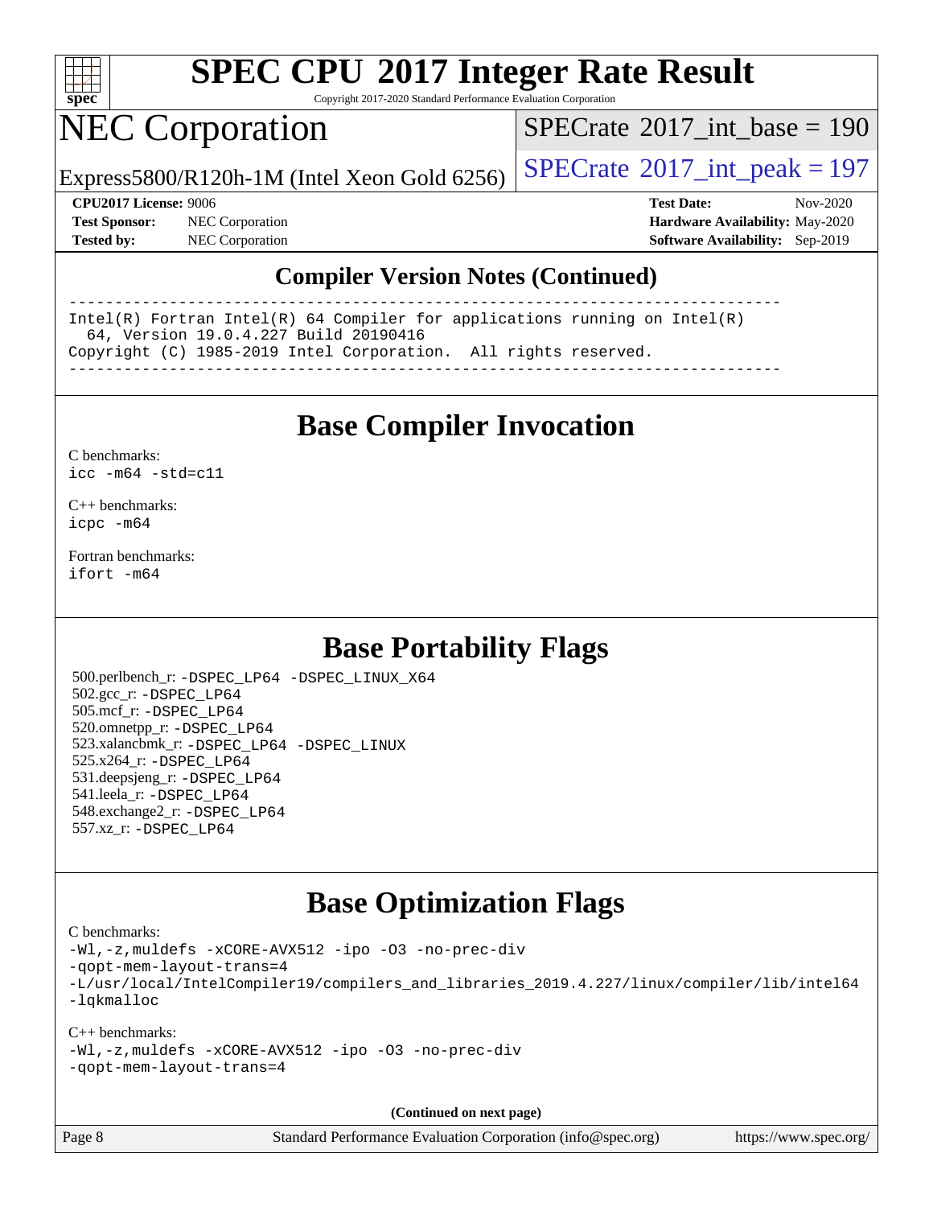# SPEC CPU 2017 Integer Rate Result

Copyright 2017-2020 Standard Performance Evaluation Corporation

# NEC Corporation

Express5800/R120h-1M (Intel Xeon Gold 6256)

SPECrate 2017_int_base = 190

SPECrate 2017_int_peak = 197

**CPU2017 License:** 9006
**Test Sponsor:** NEC Corporation
**Tested by:** NEC Corporation

**Test Date:** Nov-2020
**Hardware Availability:** May-2020
**Software Availability:** Sep-2019

## Compiler Version Notes (Continued)

```
------------------------------------------------------------------------------
Intel(R) Fortran Intel(R) 64 Compiler for applications running on Intel(R)
  64, Version 19.0.4.227 Build 20190416
Copyright (C) 1985-2019 Intel Corporation.  All rights reserved.
------------------------------------------------------------------------------
```

## Base Compiler Invocation

C benchmarks:
`icc -m64 -std=c11`

C++ benchmarks:
`icpc -m64`

Fortran benchmarks:
`ifort -m64`

## Base Portability Flags

500.perlbench_r: -DSPEC_LP64 -DSPEC_LINUX_X64
502.gcc_r: -DSPEC_LP64
505.mcf_r: -DSPEC_LP64
520.omnetpp_r: -DSPEC_LP64
523.xalancbmk_r: -DSPEC_LP64 -DSPEC_LINUX
525.x264_r: -DSPEC_LP64
531.deepsjeng_r: -DSPEC_LP64
541.leela_r: -DSPEC_LP64
548.exchange2_r: -DSPEC_LP64
557.xz_r: -DSPEC_LP64

## Base Optimization Flags

C benchmarks:
```
-Wl,-z,muldefs -xCORE-AVX512 -ipo -O3 -no-prec-div
-qopt-mem-layout-trans=4
-L/usr/local/IntelCompiler19/compilers_and_libraries_2019.4.227/linux/compiler/lib/intel64
-lqkmalloc
```

C++ benchmarks:
```
-Wl,-z,muldefs -xCORE-AVX512 -ipo -O3 -no-prec-div
-qopt-mem-layout-trans=4
```

**(Continued on next page)**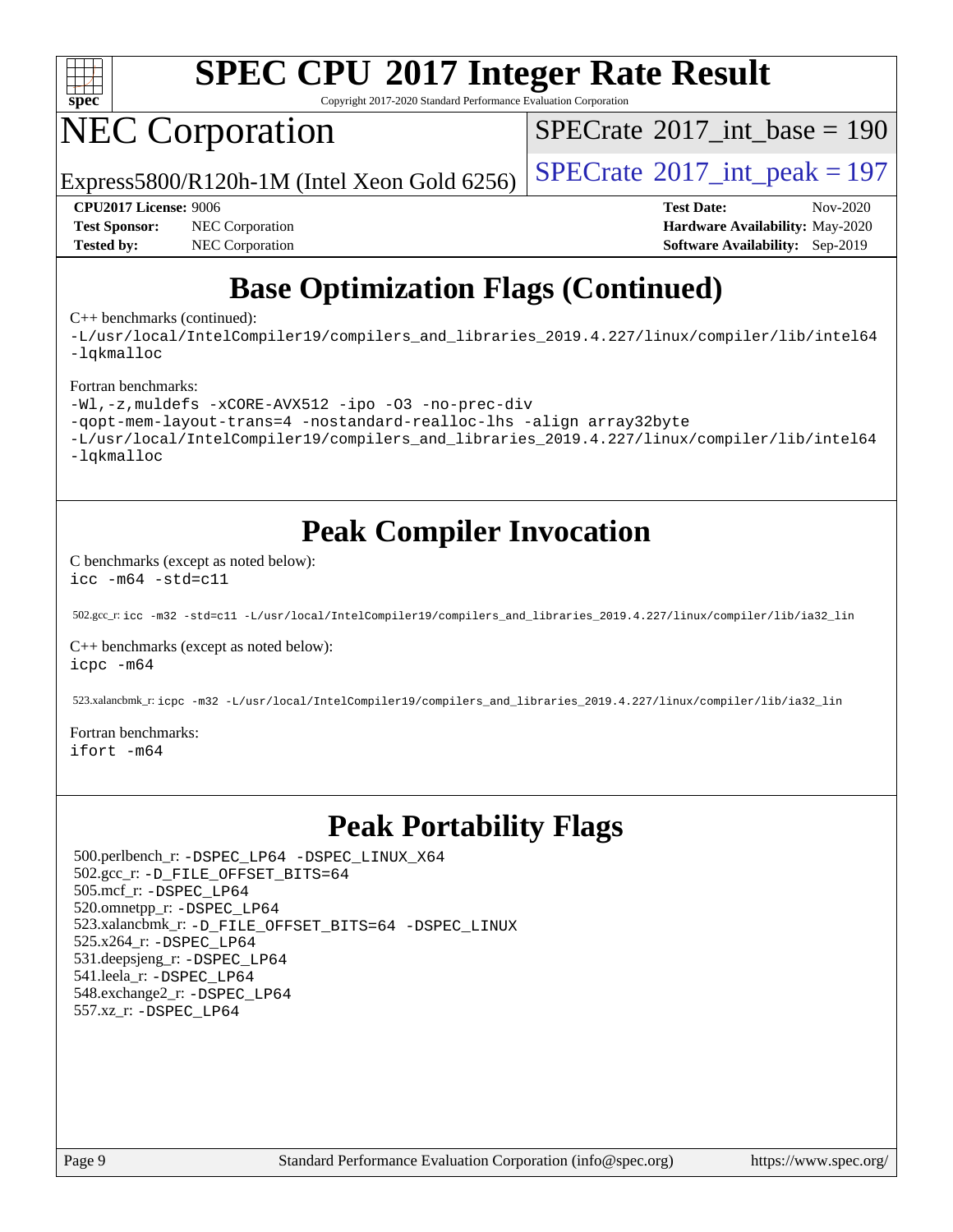# Base Optimization Flags (Continued)

C++ benchmarks (continued):

```
-L/usr/local/IntelCompiler19/compilers_and_libraries_2019.4.227/linux/compiler/lib/intel64
-lqkmalloc
```

Fortran benchmarks:

```
-Wl,-z,muldefs -xCORE-AVX512 -ipo -O3 -no-prec-div
-qopt-mem-layout-trans=4 -nostandard-realloc-lhs -align array32byte
-L/usr/local/IntelCompiler19/compilers_and_libraries_2019.4.227/linux/compiler/lib/intel64
-lqkmalloc
```

# Peak Compiler Invocation

C benchmarks (except as noted below):

```
icc -m64 -std=c11
```

502.gcc_r: `icc -m32 -std=c11 -L/usr/local/IntelCompiler19/compilers_and_libraries_2019.4.227/linux/compiler/lib/ia32_lin`

C++ benchmarks (except as noted below):

```
icpc -m64
```

523.xalancbmk_r: `icpc -m32 -L/usr/local/IntelCompiler19/compilers_and_libraries_2019.4.227/linux/compiler/lib/ia32_lin`

Fortran benchmarks:

```
ifort -m64
```

# Peak Portability Flags

500.perlbench_r: `-DSPEC_LP64 -DSPEC_LINUX_X64`
502.gcc_r: `-D_FILE_OFFSET_BITS=64`
505.mcf_r: `-DSPEC_LP64`
520.omnetpp_r: `-DSPEC_LP64`
523.xalancbmk_r: `-D_FILE_OFFSET_BITS=64 -DSPEC_LINUX`
525.x264_r: `-DSPEC_LP64`
531.deepsjeng_r: `-DSPEC_LP64`
541.leela_r: `-DSPEC_LP64`
548.exchange2_r: `-DSPEC_LP64`
557.xz_r: `-DSPEC_LP64`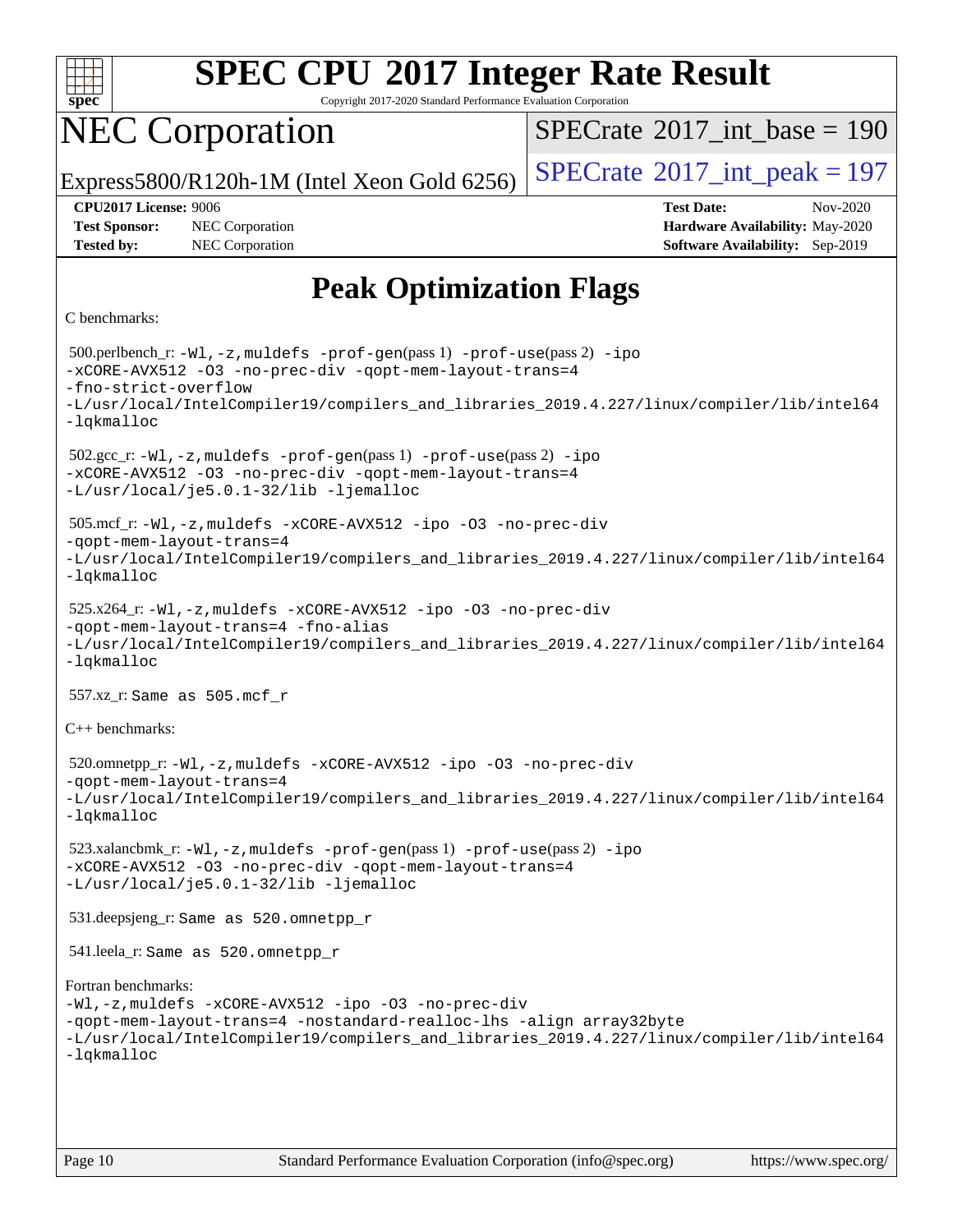# SPEC CPU 2017 Integer Rate Result

Copyright 2017-2020 Standard Performance Evaluation Corporation

# NEC Corporation

Express5800/R120h-1M (Intel Xeon Gold 6256)

SPECrate 2017_int_base = 190

SPECrate 2017_int_peak = 197

**CPU2017 License:** 9006
**Test Sponsor:** NEC Corporation
**Tested by:** NEC Corporation

**Test Date:** Nov-2020
**Hardware Availability:** May-2020
**Software Availability:** Sep-2019

## Peak Optimization Flags

C benchmarks:

500.perlbench_r: `-Wl,-z,muldefs -prof-gen`(pass 1) `-prof-use`(pass 2) `-ipo -xCORE-AVX512 -O3 -no-prec-div -qopt-mem-layout-trans=4 -fno-strict-overflow -L/usr/local/IntelCompiler19/compilers_and_libraries_2019.4.227/linux/compiler/lib/intel64 -lqkmalloc`

502.gcc_r: `-Wl,-z,muldefs -prof-gen`(pass 1) `-prof-use`(pass 2) `-ipo -xCORE-AVX512 -O3 -no-prec-div -qopt-mem-layout-trans=4 -L/usr/local/je5.0.1-32/lib -ljemalloc`

505.mcf_r: `-Wl,-z,muldefs -xCORE-AVX512 -ipo -O3 -no-prec-div -qopt-mem-layout-trans=4 -L/usr/local/IntelCompiler19/compilers_and_libraries_2019.4.227/linux/compiler/lib/intel64 -lqkmalloc`

525.x264_r: `-Wl,-z,muldefs -xCORE-AVX512 -ipo -O3 -no-prec-div -qopt-mem-layout-trans=4 -fno-alias -L/usr/local/IntelCompiler19/compilers_and_libraries_2019.4.227/linux/compiler/lib/intel64 -lqkmalloc`

557.xz_r: Same as 505.mcf_r

C++ benchmarks:

520.omnetpp_r: `-Wl,-z,muldefs -xCORE-AVX512 -ipo -O3 -no-prec-div -qopt-mem-layout-trans=4 -L/usr/local/IntelCompiler19/compilers_and_libraries_2019.4.227/linux/compiler/lib/intel64 -lqkmalloc`

523.xalancbmk_r: `-Wl,-z,muldefs -prof-gen`(pass 1) `-prof-use`(pass 2) `-ipo -xCORE-AVX512 -O3 -no-prec-div -qopt-mem-layout-trans=4 -L/usr/local/je5.0.1-32/lib -ljemalloc`

531.deepsjeng_r: Same as 520.omnetpp_r

541.leela_r: Same as 520.omnetpp_r

Fortran benchmarks:

`-Wl,-z,muldefs -xCORE-AVX512 -ipo -O3 -no-prec-div -qopt-mem-layout-trans=4 -nostandard-realloc-lhs -align array32byte -L/usr/local/IntelCompiler19/compilers_and_libraries_2019.4.227/linux/compiler/lib/intel64 -lqkmalloc`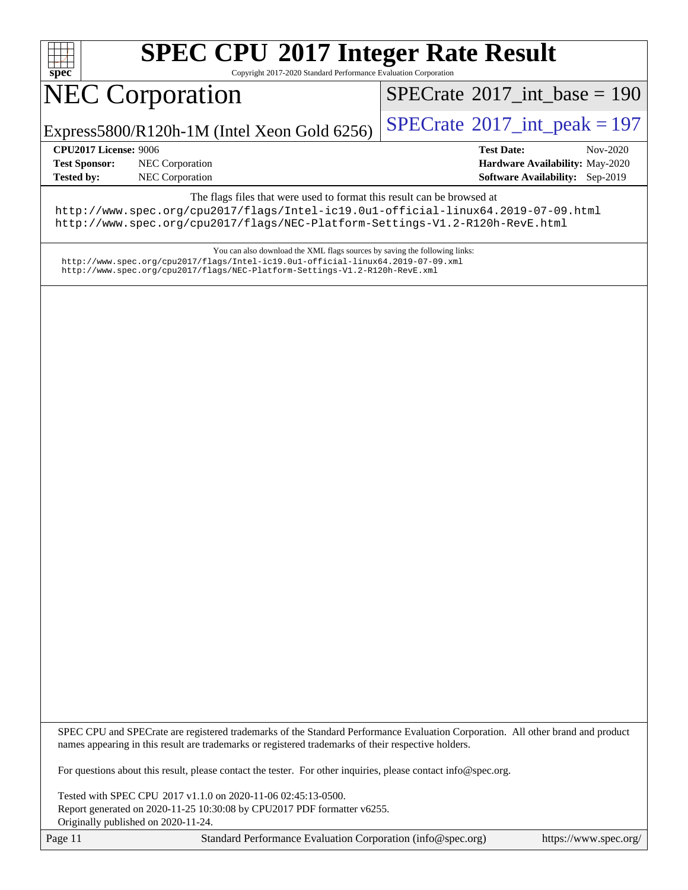The flags files that were used to format this result can be browsed at

http://www.spec.org/cpu2017/flags/Intel-ic19.0u1-official-linux64.2019-07-09.html
http://www.spec.org/cpu2017/flags/NEC-Platform-Settings-V1.2-R120h-RevE.html

You can also download the XML flags sources by saving the following links:

http://www.spec.org/cpu2017/flags/Intel-ic19.0u1-official-linux64.2019-07-09.xml
http://www.spec.org/cpu2017/flags/NEC-Platform-Settings-V1.2-R120h-RevE.xml

SPEC CPU and SPECrate are registered trademarks of the Standard Performance Evaluation Corporation. All other brand and product names appearing in this result are trademarks or registered trademarks of their respective holders.

For questions about this result, please contact the tester. For other inquiries, please contact info@spec.org.

Tested with SPEC CPU 2017 v1.1.0 on 2020-11-06 02:45:13-0500.
Report generated on 2020-11-25 10:30:08 by CPU2017 PDF formatter v6255.
Originally published on 2020-11-24.